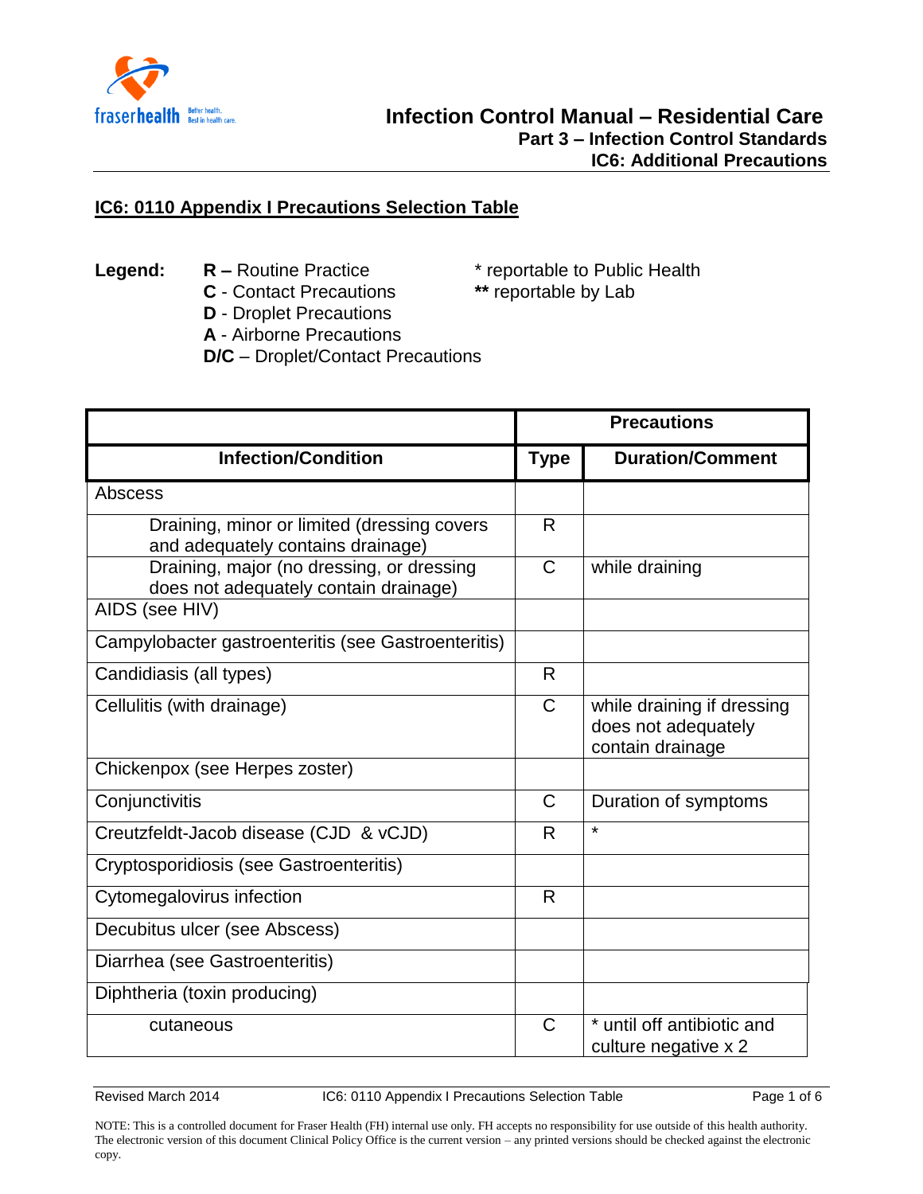# Infection Control Manual – Residential Care

## Part 3 – Infection Control Standards

## IC6: Additional Precautions

### IC6: 0110 Appendix I Precautions Selection Table

**Legend:**

**R –** Routine Practice
**C** - Contact Precautions
**D** - Droplet Precautions
**A** - Airborne Precautions
**D/C** – Droplet/Contact Precautions

\* reportable to Public Health
**\*\*** reportable by Lab

| | Precautions | |
|---|---|---|
| **Infection/Condition** | **Type** | **Duration/Comment** |
| Abscess | | |
| Draining, minor or limited (dressing covers and adequately contains drainage) | R | |
| Draining, major (no dressing, or dressing does not adequately contain drainage) | C | while draining |
| AIDS (see HIV) | | |
| Campylobacter gastroenteritis (see Gastroenteritis) | | |
| Candidiasis (all types) | R | |
| Cellulitis (with drainage) | C | while draining if dressing does not adequately contain drainage |
| Chickenpox (see Herpes zoster) | | |
| Conjunctivitis | C | Duration of symptoms |
| Creutzfeldt-Jacob disease (CJD & vCJD) | R | * |
| Cryptosporidiosis (see Gastroenteritis) | | |
| Cytomegalovirus infection | R | |
| Decubitus ulcer (see Abscess) | | |
| Diarrhea (see Gastroenteritis) | | |
| Diphtheria (toxin producing) | | |
| cutaneous | C | * until off antibiotic and culture negative x 2 |

Revised March 2014

NOTE: This is a controlled document for Fraser Health (FH) internal use only. FH accepts no responsibility for use outside of this health authority. The electronic version of this document Clinical Policy Office is the current version – any printed versions should be checked against the electronic copy.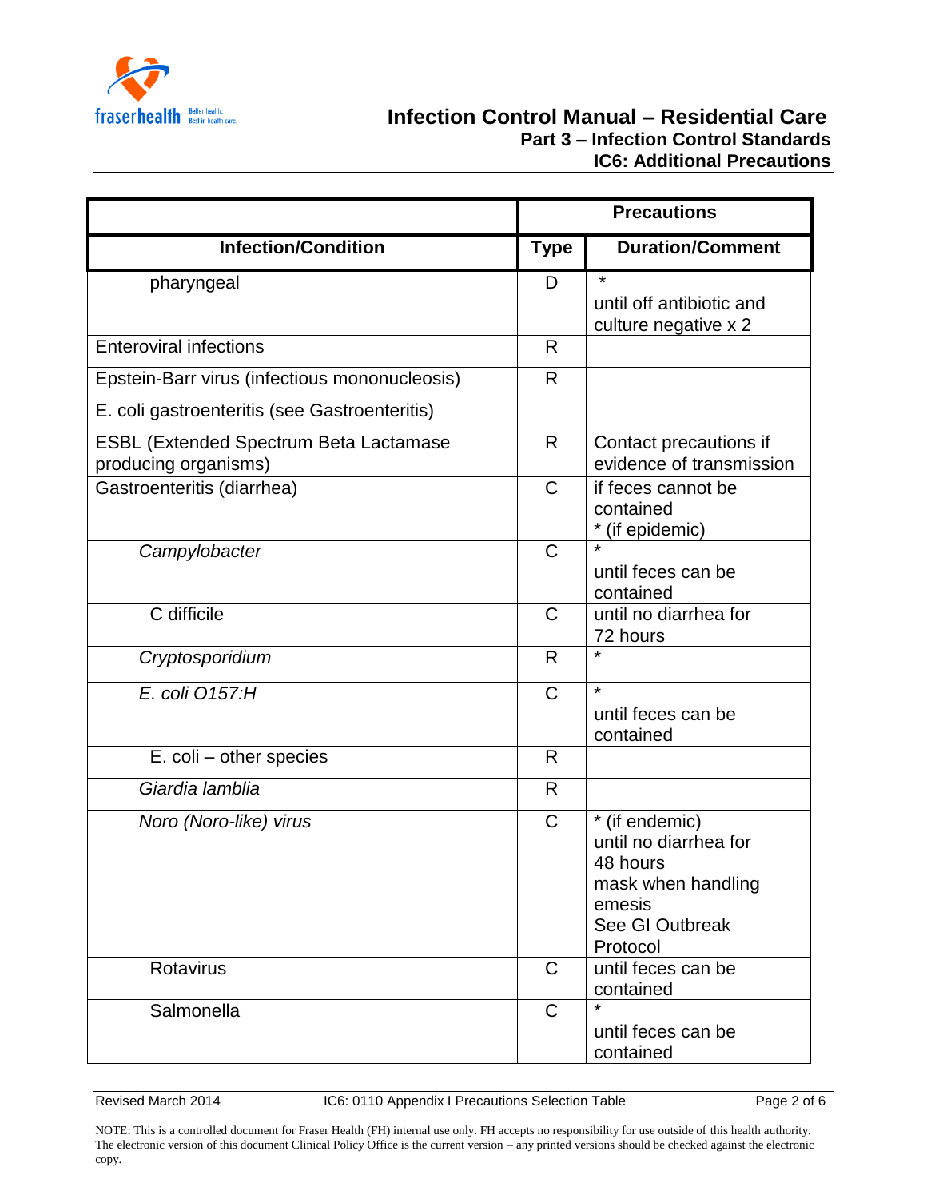| | Precautions | |
|---|---|---|
| **Infection/Condition** | **Type** | **Duration/Comment** |
| pharyngeal | D | * until off antibiotic and culture negative x 2 |
| Enteroviral infections | R | |
| Epstein-Barr virus (infectious mononucleosis) | R | |
| E. coli gastroenteritis (see Gastroenteritis) | | |
| ESBL (Extended Spectrum Beta Lactamase producing organisms) | R | Contact precautions if evidence of transmission |
| Gastroenteritis (diarrhea) | C | if feces cannot be contained * (if epidemic) |
| *Campylobacter* | C | * until feces can be contained |
| C difficile | C | until no diarrhea for 72 hours |
| *Cryptosporidium* | R | * |
| *E. coli O157:H* | C | * until feces can be contained |
| E. coli – other species | R | |
| *Giardia lamblia* | R | |
| *Noro (Noro-like) virus* | C | * (if endemic) until no diarrhea for 48 hours mask when handling emesis See GI Outbreak Protocol |
| Rotavirus | C | until feces can be contained |
| Salmonella | C | * until feces can be contained |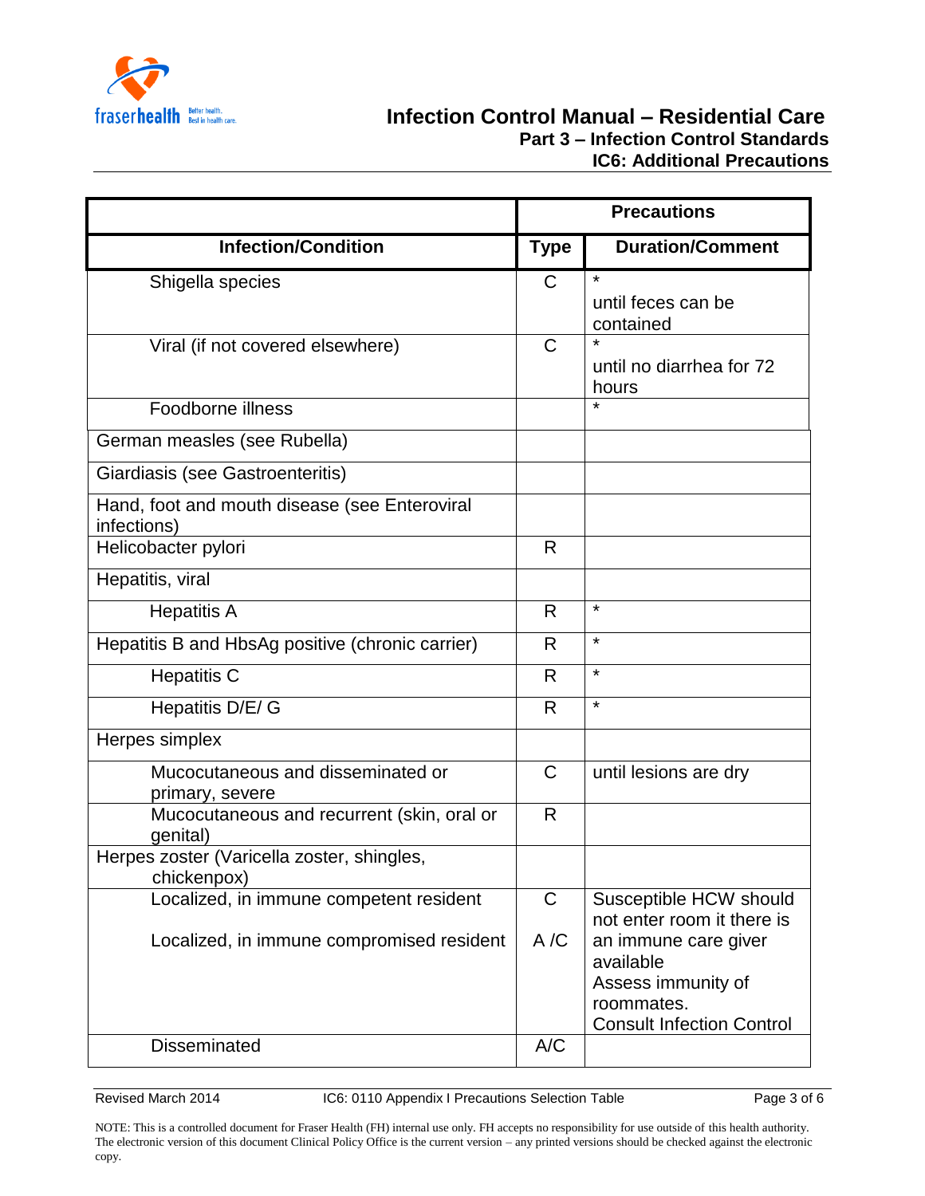| | Precautions | |
|---|---|---|
| **Infection/Condition** | **Type** | **Duration/Comment** |
| Shigella species | C | * until feces can be contained |
| Viral (if not covered elsewhere) | C | * until no diarrhea for 72 hours |
| Foodborne illness | | * |
| German measles (see Rubella) | | |
| Giardiasis (see Gastroenteritis) | | |
| Hand, foot and mouth disease (see Enteroviral infections) | | |
| Helicobacter pylori | R | |
| Hepatitis, viral | | |
| Hepatitis A | R | * |
| Hepatitis B and HbsAg positive (chronic carrier) | R | * |
| Hepatitis C | R | * |
| Hepatitis D/E/ G | R | * |
| Herpes simplex | | |
| Mucocutaneous and disseminated or primary, severe | C | until lesions are dry |
| Mucocutaneous and recurrent (skin, oral or genital) | R | |
| Herpes zoster (Varicella zoster, shingles, chickenpox) | | |
| Localized, in immune competent resident | C | Susceptible HCW should not enter room it there is an immune care giver available<br>Assess immunity of roommates.<br>Consult Infection Control |
| Localized, in immune compromised resident | A /C | |
| Disseminated | A/C | |

NOTE: This is a controlled document for Fraser Health (FH) internal use only. FH accepts no responsibility for use outside of this health authority. The electronic version of this document Clinical Policy Office is the current version – any printed versions should be checked against the electronic copy.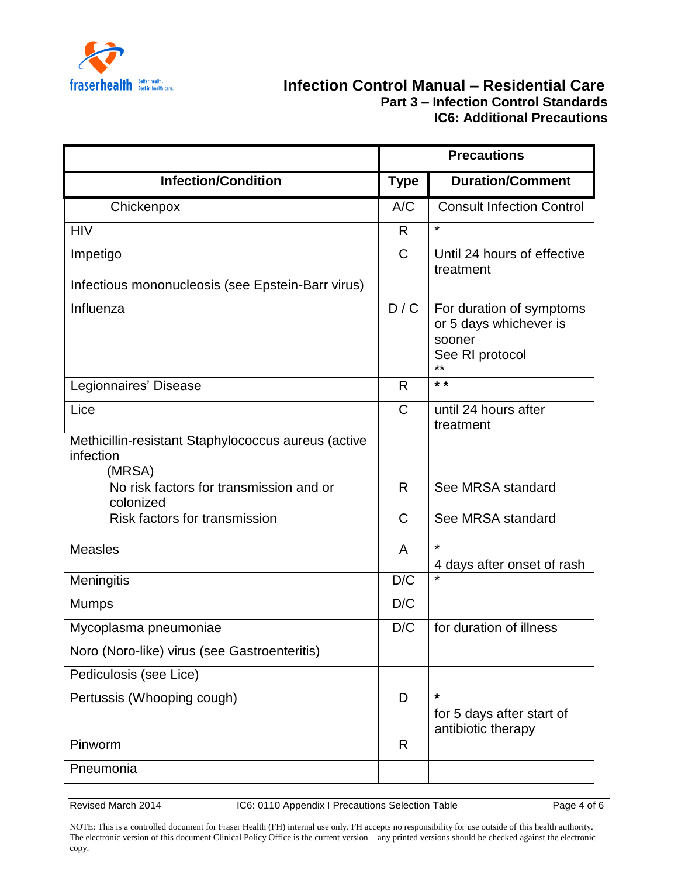| | Precautions | |
|---|---|---|
| **Infection/Condition** | **Type** | **Duration/Comment** |
| Chickenpox | A/C | Consult Infection Control |
| HIV | R | * |
| Impetigo | C | Until 24 hours of effective treatment |
| Infectious mononucleosis (see Epstein-Barr virus) | | |
| Influenza | D / C | For duration of symptoms or 5 days whichever is sooner<br>See RI protocol<br>** |
| Legionnaires' Disease | R | * * |
| Lice | C | until 24 hours after treatment |
| Methicillin-resistant Staphylococcus aureus (active infection (MRSA) | | |
| No risk factors for transmission and or colonized | R | See MRSA standard |
| Risk factors for transmission | C | See MRSA standard |
| Measles | A | *<br>4 days after onset of rash |
| Meningitis | D/C | * |
| Mumps | D/C | |
| Mycoplasma pneumoniae | D/C | for duration of illness |
| Noro (Noro-like) virus (see Gastroenteritis) | | |
| Pediculosis (see Lice) | | |
| Pertussis (Whooping cough) | D | *<br>for 5 days after start of antibiotic therapy |
| Pinworm | R | |
| Pneumonia | | |

IC6: 0110 Appendix I Precautions Selection Table

NOTE: This is a controlled document for Fraser Health (FH) internal use only. FH accepts no responsibility for use outside of this health authority. The electronic version of this document Clinical Policy Office is the current version – any printed versions should be checked against the electronic copy.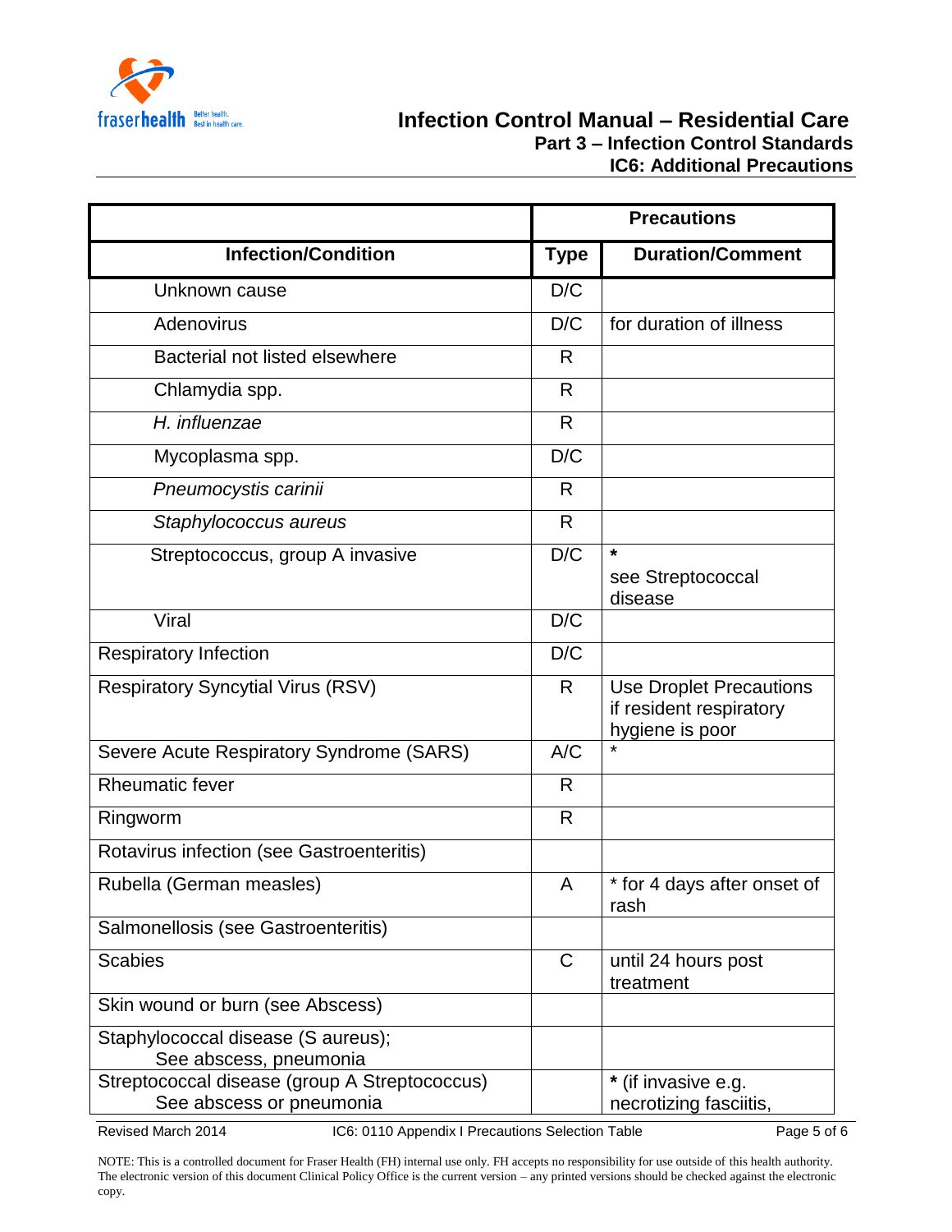| | Precautions | |
|---|---|---|
| **Infection/Condition** | **Type** | **Duration/Comment** |
| Unknown cause | D/C | |
| Adenovirus | D/C | for duration of illness |
| Bacterial not listed elsewhere | R | |
| Chlamydia spp. | R | |
| *H. influenzae* | R | |
| Mycoplasma spp. | D/C | |
| *Pneumocystis carinii* | R | |
| *Staphylococcus aureus* | R | |
| Streptococcus, group A invasive | D/C | * see Streptococcal disease |
| Viral | D/C | |
| Respiratory Infection | D/C | |
| Respiratory Syncytial Virus (RSV) | R | Use Droplet Precautions if resident respiratory hygiene is poor |
| Severe Acute Respiratory Syndrome (SARS) | A/C | * |
| Rheumatic fever | R | |
| Ringworm | R | |
| Rotavirus infection (see Gastroenteritis) | | |
| Rubella (German measles) | A | * for 4 days after onset of rash |
| Salmonellosis (see Gastroenteritis) | | |
| Scabies | C | until 24 hours post treatment |
| Skin wound or burn (see Abscess) | | |
| Staphylococcal disease (S aureus); See abscess, pneumonia | | |
| Streptococcal disease (group A Streptococcus) See abscess or pneumonia | | * (if invasive e.g. necrotizing fasciitis, |

Revised March 2014 IC6: 0110 Appendix I Precautions Selection Table

NOTE: This is a controlled document for Fraser Health (FH) internal use only. FH accepts no responsibility for use outside of this health authority. The electronic version of this document Clinical Policy Office is the current version – any printed versions should be checked against the electronic copy.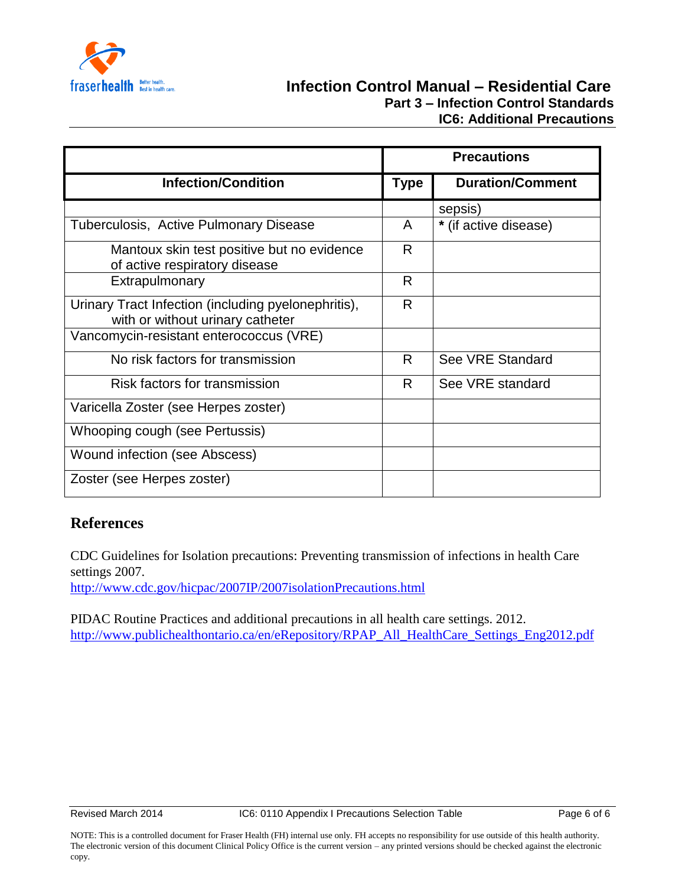| | Precautions | |
|---|---|---|
| **Infection/Condition** | **Type** | **Duration/Comment** |
| | | sepsis) |
| Tuberculosis, Active Pulmonary Disease | A | **\*** (if active disease) |
| Mantoux skin test positive but no evidence of active respiratory disease | R | |
| Extrapulmonary | R | |
| Urinary Tract Infection (including pyelonephritis), with or without urinary catheter | R | |
| Vancomycin-resistant enterococcus (VRE) | | |
| No risk factors for transmission | R | See VRE Standard |
| Risk factors for transmission | R | See VRE standard |
| Varicella Zoster (see Herpes zoster) | | |
| Whooping cough (see Pertussis) | | |
| Wound infection (see Abscess) | | |
| Zoster (see Herpes zoster) | | |

## References

CDC Guidelines for Isolation precautions: Preventing transmission of infections in health Care settings 2007.
http://www.cdc.gov/hicpac/2007IP/2007isolationPrecautions.html

PIDAC Routine Practices and additional precautions in all health care settings. 2012.
http://www.publichealthontario.ca/en/eRepository/RPAP_All_HealthCare_Settings_Eng2012.pdf

NOTE: This is a controlled document for Fraser Health (FH) internal use only. FH accepts no responsibility for use outside of this health authority. The electronic version of this document Clinical Policy Office is the current version – any printed versions should be checked against the electronic copy.